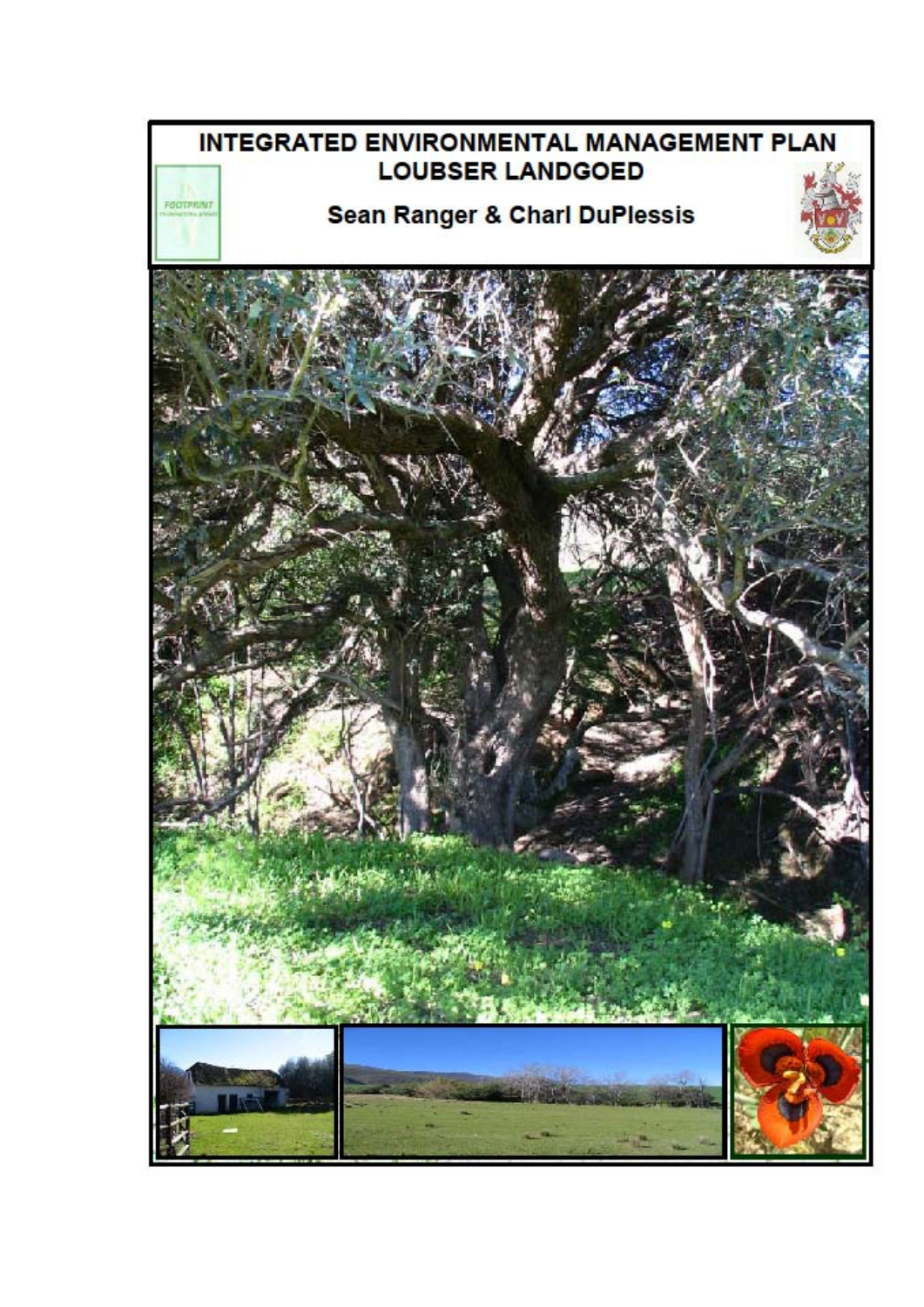# INTEGRATED ENVIRONMENTAL MANAGEMENT PLAN
## LOUBSER LANDGOED

**Sean Ranger & Charl DuPlessis**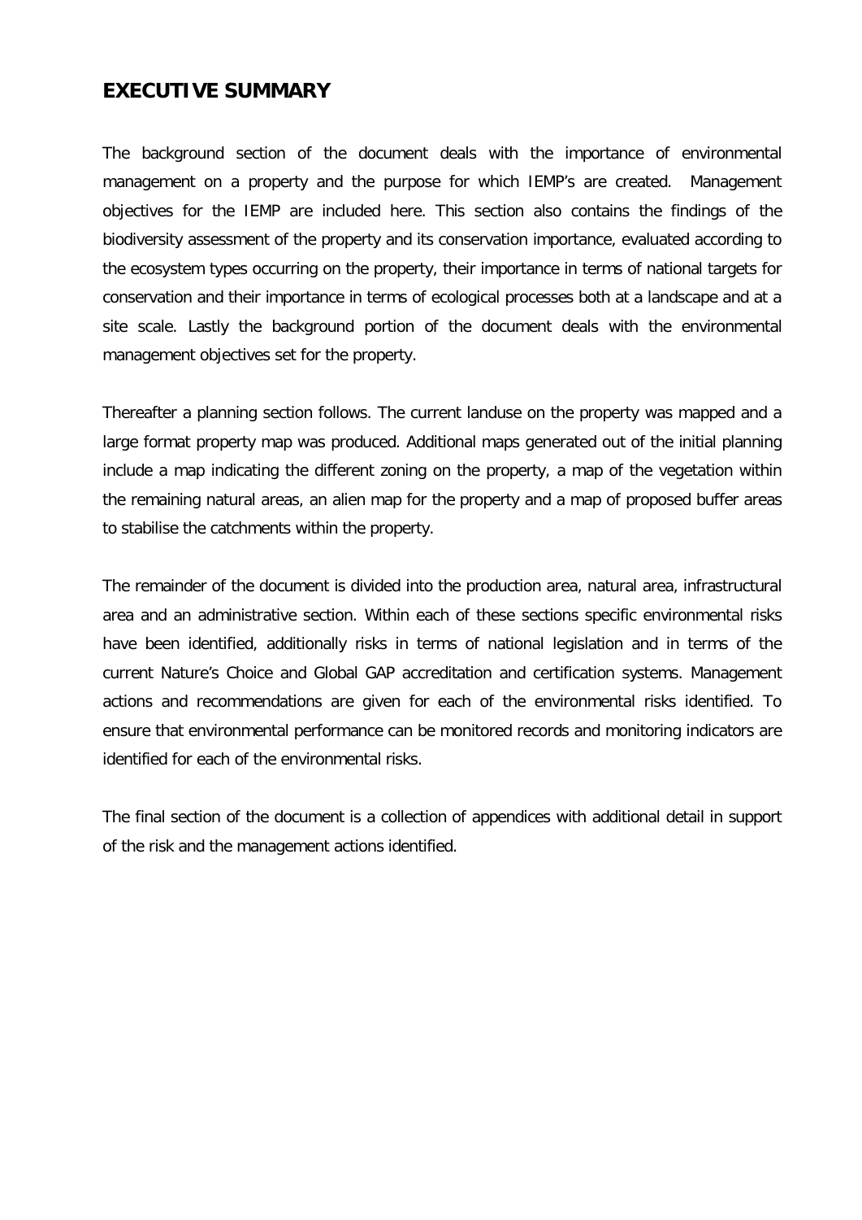## EXECUTIVE SUMMARY

The background section of the document deals with the importance of environmental management on a property and the purpose for which IEMP's are created. Management objectives for the IEMP are included here. This section also contains the findings of the biodiversity assessment of the property and its conservation importance, evaluated according to the ecosystem types occurring on the property, their importance in terms of national targets for conservation and their importance in terms of ecological processes both at a landscape and at a site scale. Lastly the background portion of the document deals with the environmental management objectives set for the property.

Thereafter a planning section follows. The current landuse on the property was mapped and a large format property map was produced. Additional maps generated out of the initial planning include a map indicating the different zoning on the property, a map of the vegetation within the remaining natural areas, an alien map for the property and a map of proposed buffer areas to stabilise the catchments within the property.

The remainder of the document is divided into the production area, natural area, infrastructural area and an administrative section. Within each of these sections specific environmental risks have been identified, additionally risks in terms of national legislation and in terms of the current Nature's Choice and Global GAP accreditation and certification systems. Management actions and recommendations are given for each of the environmental risks identified. To ensure that environmental performance can be monitored records and monitoring indicators are identified for each of the environmental risks.

The final section of the document is a collection of appendices with additional detail in support of the risk and the management actions identified.